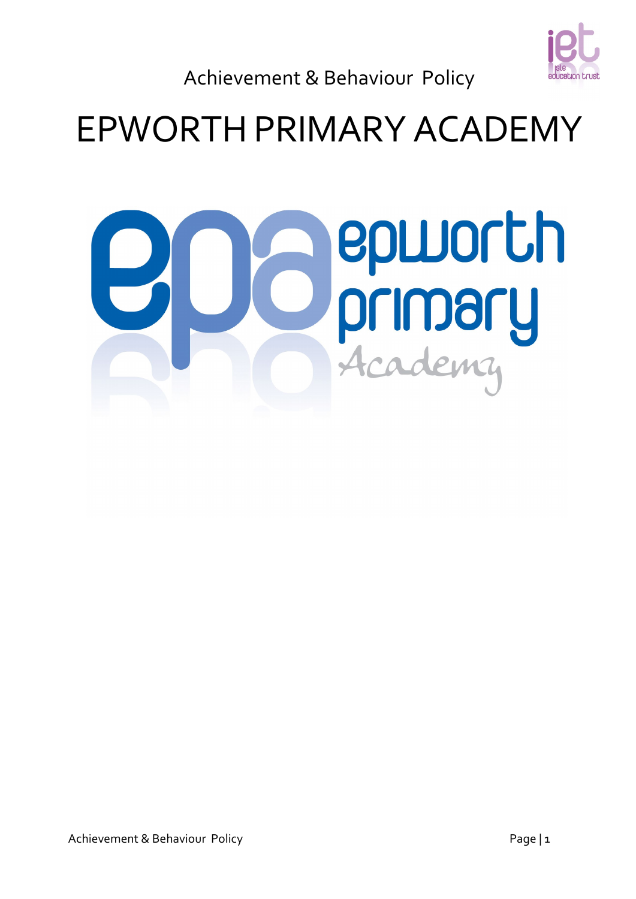Achievement & Behaviour Policy

# EPWORTH PRIMARY ACADEMY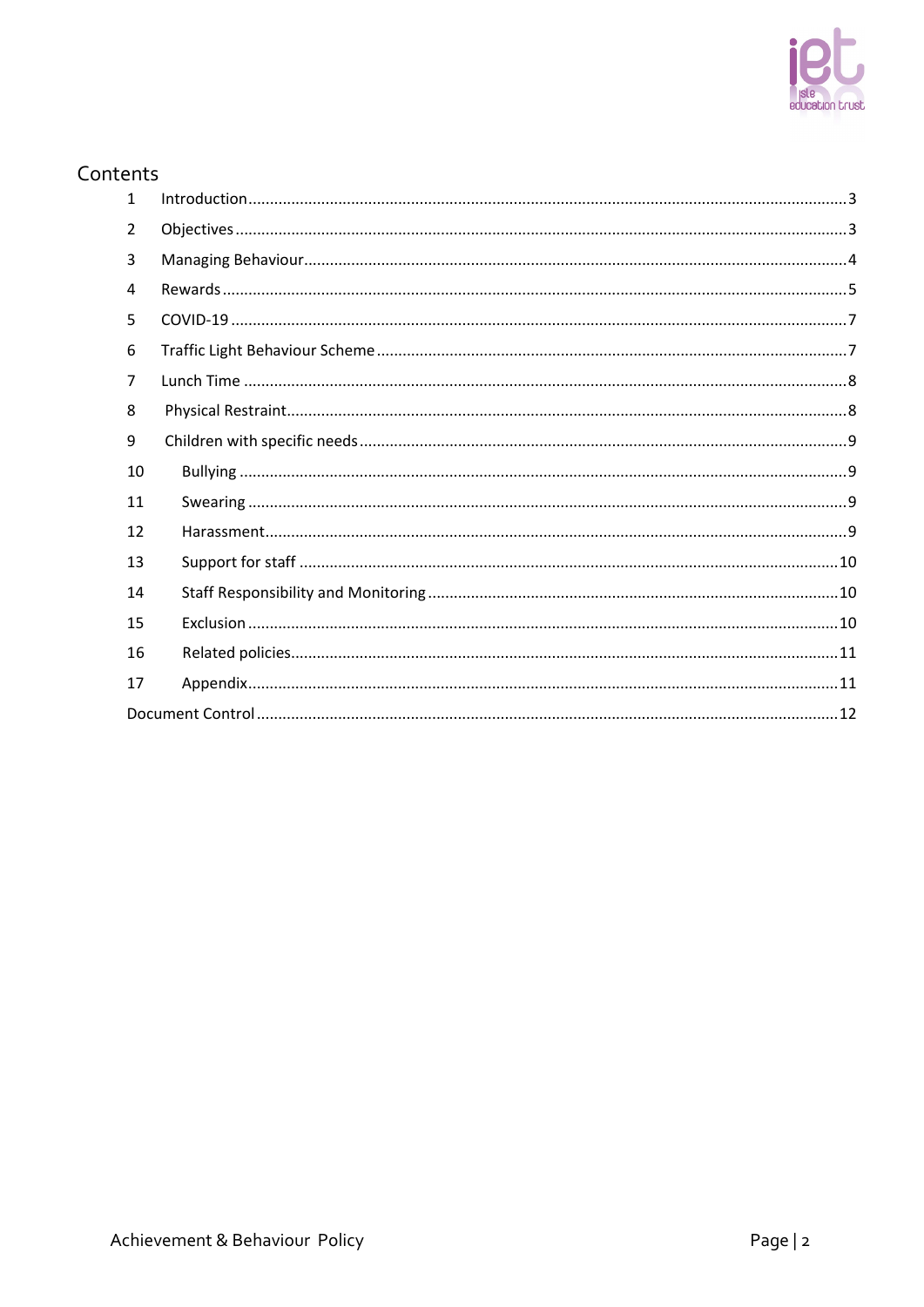# Contents

| | | |
|---|---|---|
| 1 | Introduction | 3 |
| 2 | Objectives | 3 |
| 3 | Managing Behaviour | 4 |
| 4 | Rewards | 5 |
| 5 | COVID-19 | 7 |
| 6 | Traffic Light Behaviour Scheme | 7 |
| 7 | Lunch Time | 8 |
| 8 | Physical Restraint | 8 |
| 9 | Children with specific needs | 9 |
| 10 | Bullying | 9 |
| 11 | Swearing | 9 |
| 12 | Harassment | 9 |
| 13 | Support for staff | 10 |
| 14 | Staff Responsibility and Monitoring | 10 |
| 15 | Exclusion | 10 |
| 16 | Related policies | 11 |
| 17 | Appendix | 11 |
| | Document Control | 12 |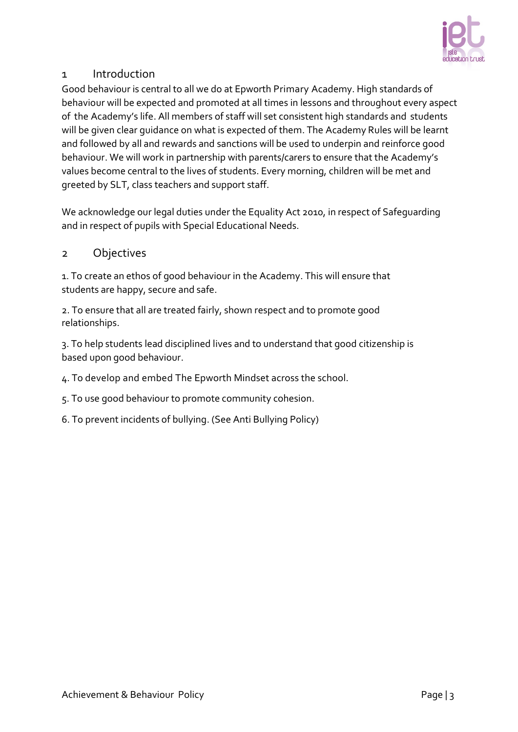## 1 Introduction

Good behaviour is central to all we do at Epworth Primary Academy. High standards of behaviour will be expected and promoted at all times in lessons and throughout every aspect of the Academy's life. All members of staff will set consistent high standards and students will be given clear guidance on what is expected of them. The Academy Rules will be learnt and followed by all and rewards and sanctions will be used to underpin and reinforce good behaviour. We will work in partnership with parents/carers to ensure that the Academy's values become central to the lives of students. Every morning, children will be met and greeted by SLT, class teachers and support staff.

We acknowledge our legal duties under the Equality Act 2010, in respect of Safeguarding and in respect of pupils with Special Educational Needs.

## 2 Objectives

1. To create an ethos of good behaviour in the Academy. This will ensure that students are happy, secure and safe.

2. To ensure that all are treated fairly, shown respect and to promote good relationships.

3. To help students lead disciplined lives and to understand that good citizenship is based upon good behaviour.

4. To develop and embed The Epworth Mindset across the school.

5. To use good behaviour to promote community cohesion.

6. To prevent incidents of bullying. (See Anti Bullying Policy)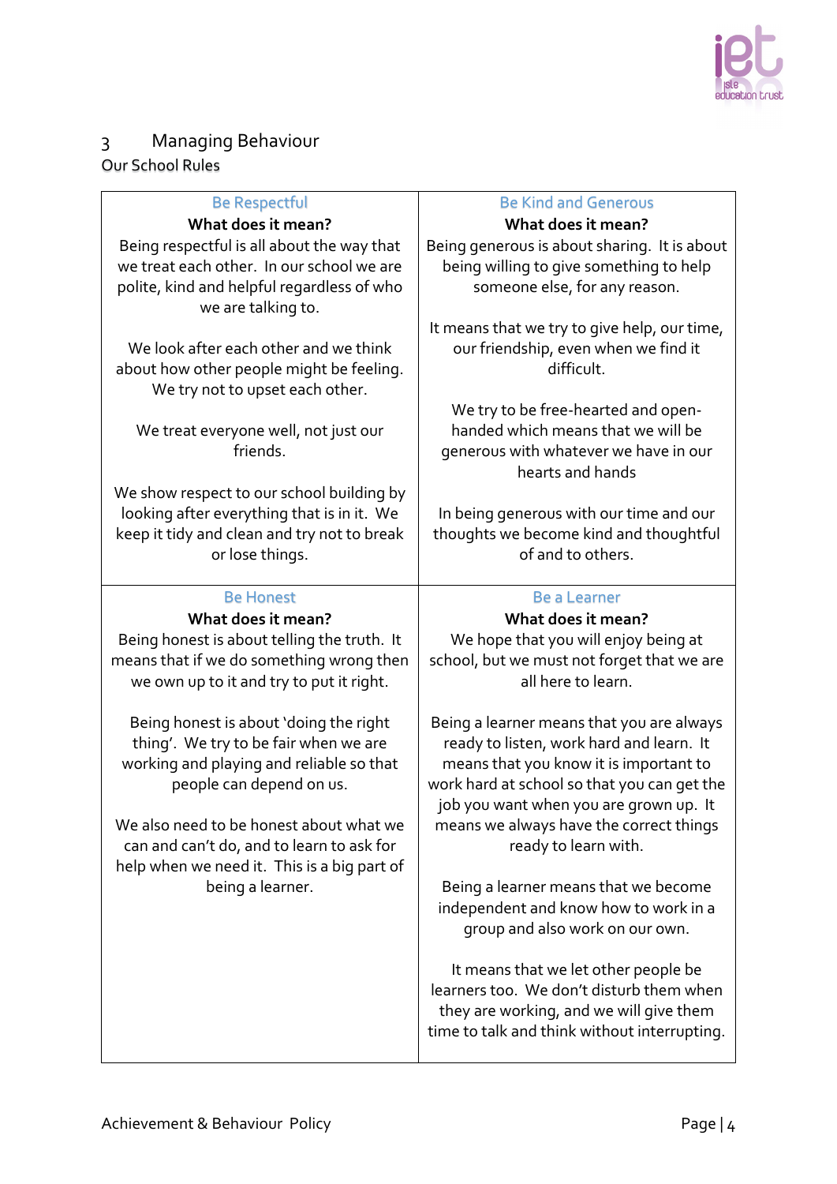## 3 Managing Behaviour

### Our School Rules

| Be Respectful | Be Kind and Generous |
|---|---|
| **What does it mean?**<br>Being respectful is all about the way that we treat each other. In our school we are polite, kind and helpful regardless of who we are talking to.<br><br>We look after each other and we think about how other people might be feeling. We try not to upset each other.<br><br>We treat everyone well, not just our friends.<br><br>We show respect to our school building by looking after everything that is in it. We keep it tidy and clean and try not to break or lose things. | **What does it mean?**<br>Being generous is about sharing. It is about being willing to give something to help someone else, for any reason.<br><br>It means that we try to give help, our time, our friendship, even when we find it difficult.<br><br>We try to be free-hearted and open-handed which means that we will be generous with whatever we have in our hearts and hands<br><br>In being generous with our time and our thoughts we become kind and thoughtful of and to others. |
| **Be Honest** | **Be a Learner** |
| **What does it mean?**<br>Being honest is about telling the truth. It means that if we do something wrong then we own up to it and try to put it right.<br><br>Being honest is about 'doing the right thing'. We try to be fair when we are working and playing and reliable so that people can depend on us.<br><br>We also need to be honest about what we can and can't do, and to learn to ask for help when we need it. This is a big part of being a learner. | **What does it mean?**<br>We hope that you will enjoy being at school, but we must not forget that we are all here to learn.<br><br>Being a learner means that you are always ready to listen, work hard and learn. It means that you know it is important to work hard at school so that you can get the job you want when you are grown up. It means we always have the correct things ready to learn with.<br><br>Being a learner means that we become independent and know how to work in a group and also work on our own.<br><br>It means that we let other people be learners too. We don't disturb them when they are working, and we will give them time to talk and think without interrupting. |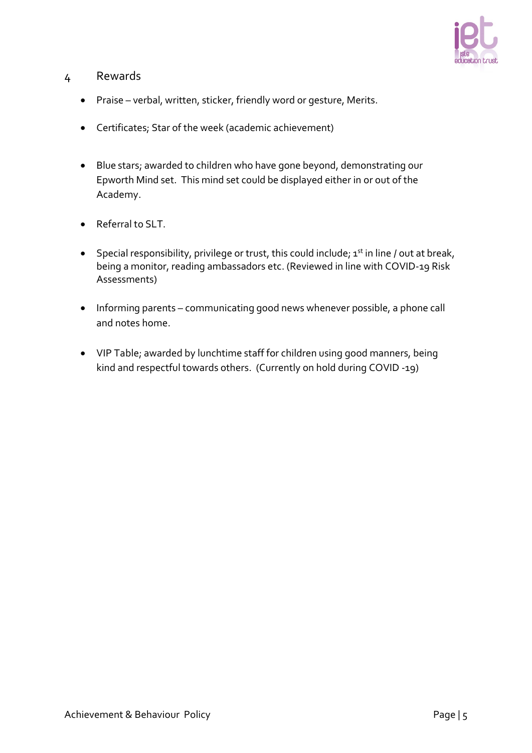## 4 Rewards

- Praise – verbal, written, sticker, friendly word or gesture, Merits.
- Certificates; Star of the week (academic achievement)
- Blue stars; awarded to children who have gone beyond, demonstrating our Epworth Mind set. This mind set could be displayed either in or out of the Academy.
- Referral to SLT.
- Special responsibility, privilege or trust, this could include; 1st in line / out at break, being a monitor, reading ambassadors etc. (Reviewed in line with COVID-19 Risk Assessments)
- Informing parents – communicating good news whenever possible, a phone call and notes home.
- VIP Table; awarded by lunchtime staff for children using good manners, being kind and respectful towards others. (Currently on hold during COVID -19)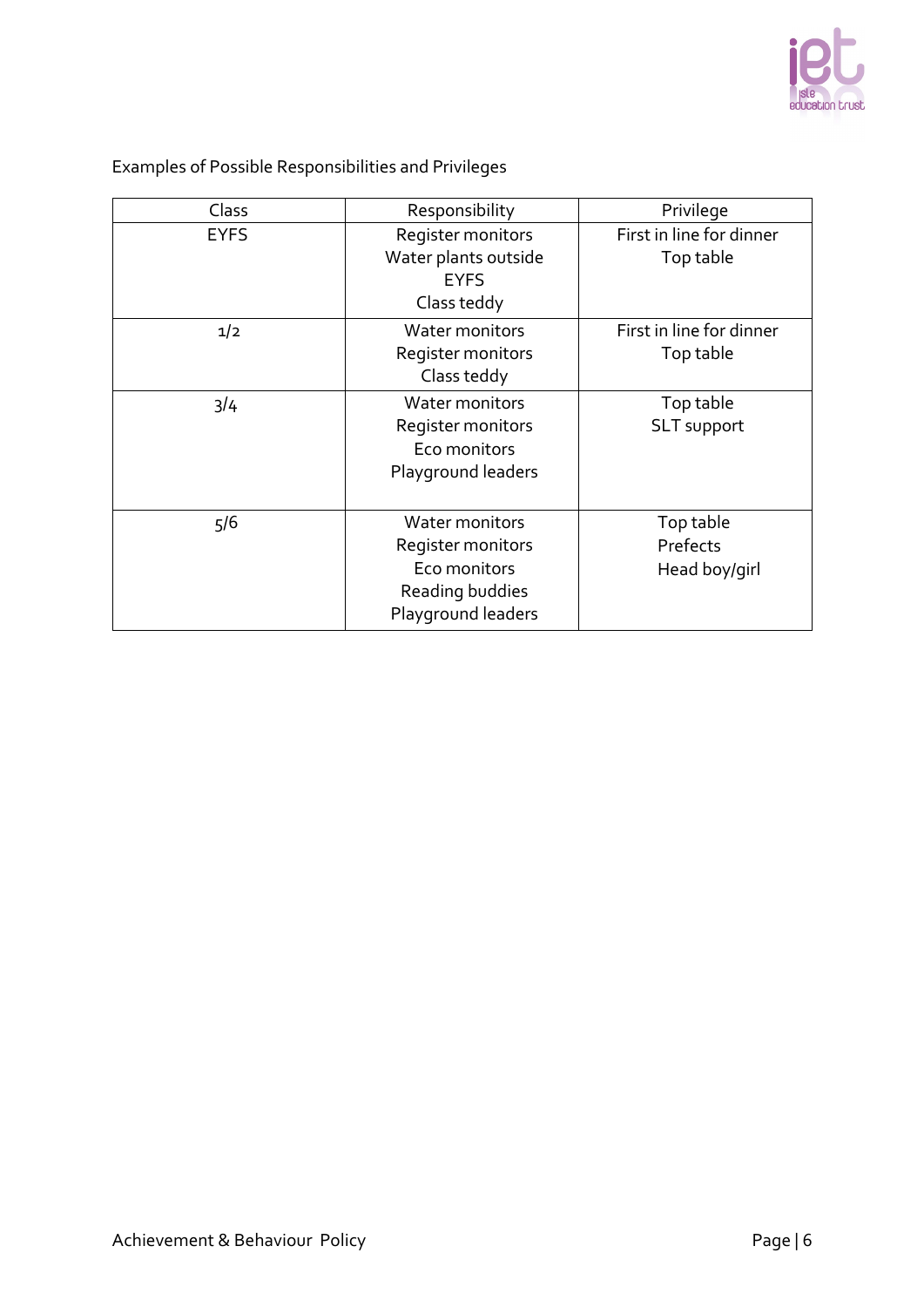Examples of Possible Responsibilities and Privileges

| Class | Responsibility | Privilege |
|---|---|---|
| EYFS | Register monitors<br>Water plants outside EYFS<br>Class teddy | First in line for dinner<br>Top table |
| 1/2 | Water monitors<br>Register monitors<br>Class teddy | First in line for dinner<br>Top table |
| 3/4 | Water monitors<br>Register monitors<br>Eco monitors<br>Playground leaders | Top table<br>SLT support |
| 5/6 | Water monitors<br>Register monitors<br>Eco monitors<br>Reading buddies<br>Playground leaders | Top table<br>Prefects<br>Head boy/girl |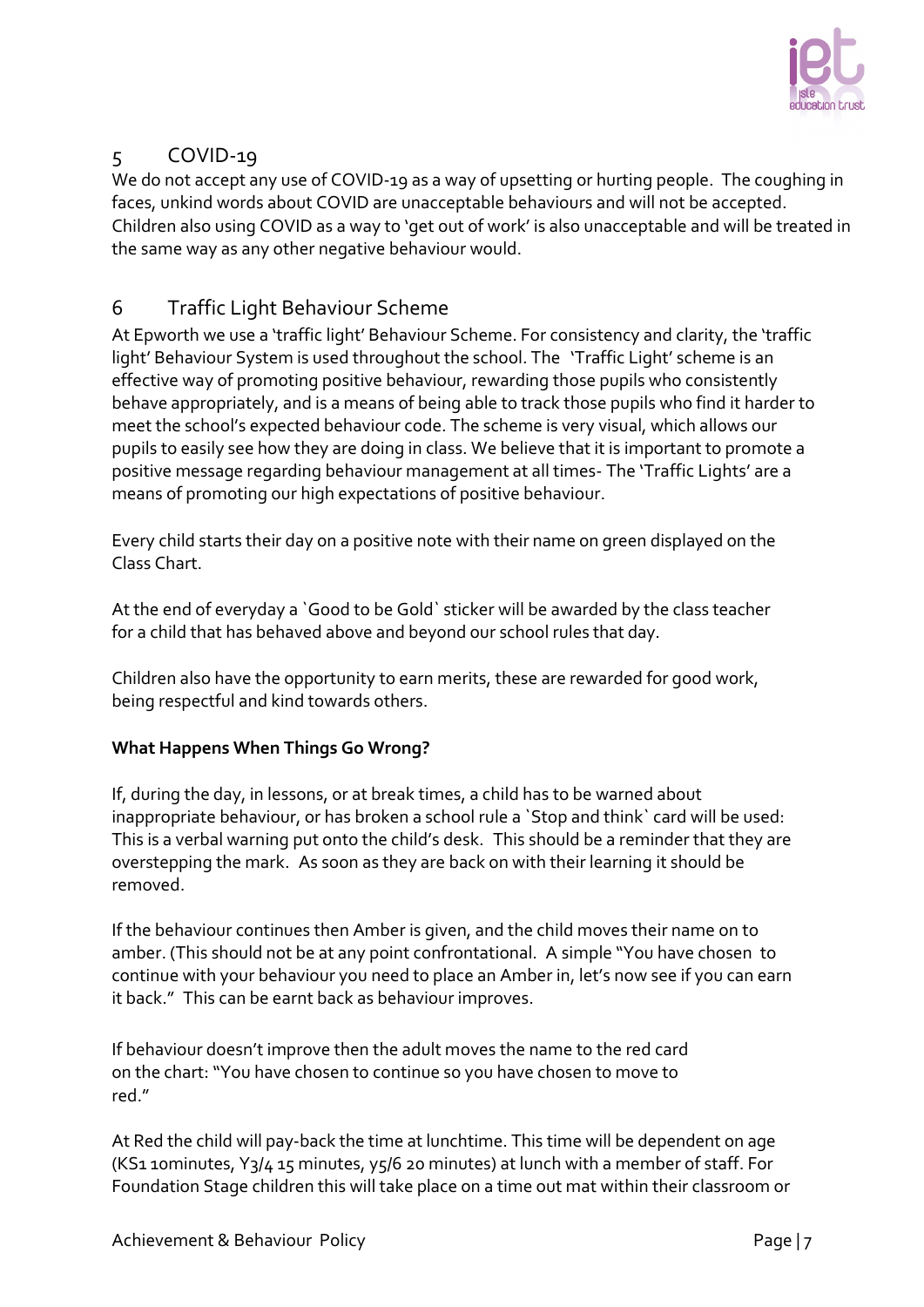## 5 COVID-19

We do not accept any use of COVID-19 as a way of upsetting or hurting people. The coughing in faces, unkind words about COVID are unacceptable behaviours and will not be accepted. Children also using COVID as a way to 'get out of work' is also unacceptable and will be treated in the same way as any other negative behaviour would.

## 6 Traffic Light Behaviour Scheme

At Epworth we use a 'traffic light' Behaviour Scheme. For consistency and clarity, the 'traffic light' Behaviour System is used throughout the school. The 'Traffic Light' scheme is an effective way of promoting positive behaviour, rewarding those pupils who consistently behave appropriately, and is a means of being able to track those pupils who find it harder to meet the school's expected behaviour code. The scheme is very visual, which allows our pupils to easily see how they are doing in class. We believe that it is important to promote a positive message regarding behaviour management at all times- The 'Traffic Lights' are a means of promoting our high expectations of positive behaviour.

Every child starts their day on a positive note with their name on green displayed on the Class Chart.

At the end of everyday a `Good to be Gold` sticker will be awarded by the class teacher for a child that has behaved above and beyond our school rules that day.

Children also have the opportunity to earn merits, these are rewarded for good work, being respectful and kind towards others.

**What Happens When Things Go Wrong?**

If, during the day, in lessons, or at break times, a child has to be warned about inappropriate behaviour, or has broken a school rule a `Stop and think` card will be used: This is a verbal warning put onto the child's desk. This should be a reminder that they are overstepping the mark. As soon as they are back on with their learning it should be removed.

If the behaviour continues then Amber is given, and the child moves their name on to amber. (This should not be at any point confrontational. A simple "You have chosen to continue with your behaviour you need to place an Amber in, let's now see if you can earn it back." This can be earnt back as behaviour improves.

If behaviour doesn't improve then the adult moves the name to the red card on the chart: "You have chosen to continue so you have chosen to move to red."

At Red the child will pay-back the time at lunchtime. This time will be dependent on age (KS1 10minutes, Y3/4 15 minutes, y5/6 20 minutes) at lunch with a member of staff. For Foundation Stage children this will take place on a time out mat within their classroom or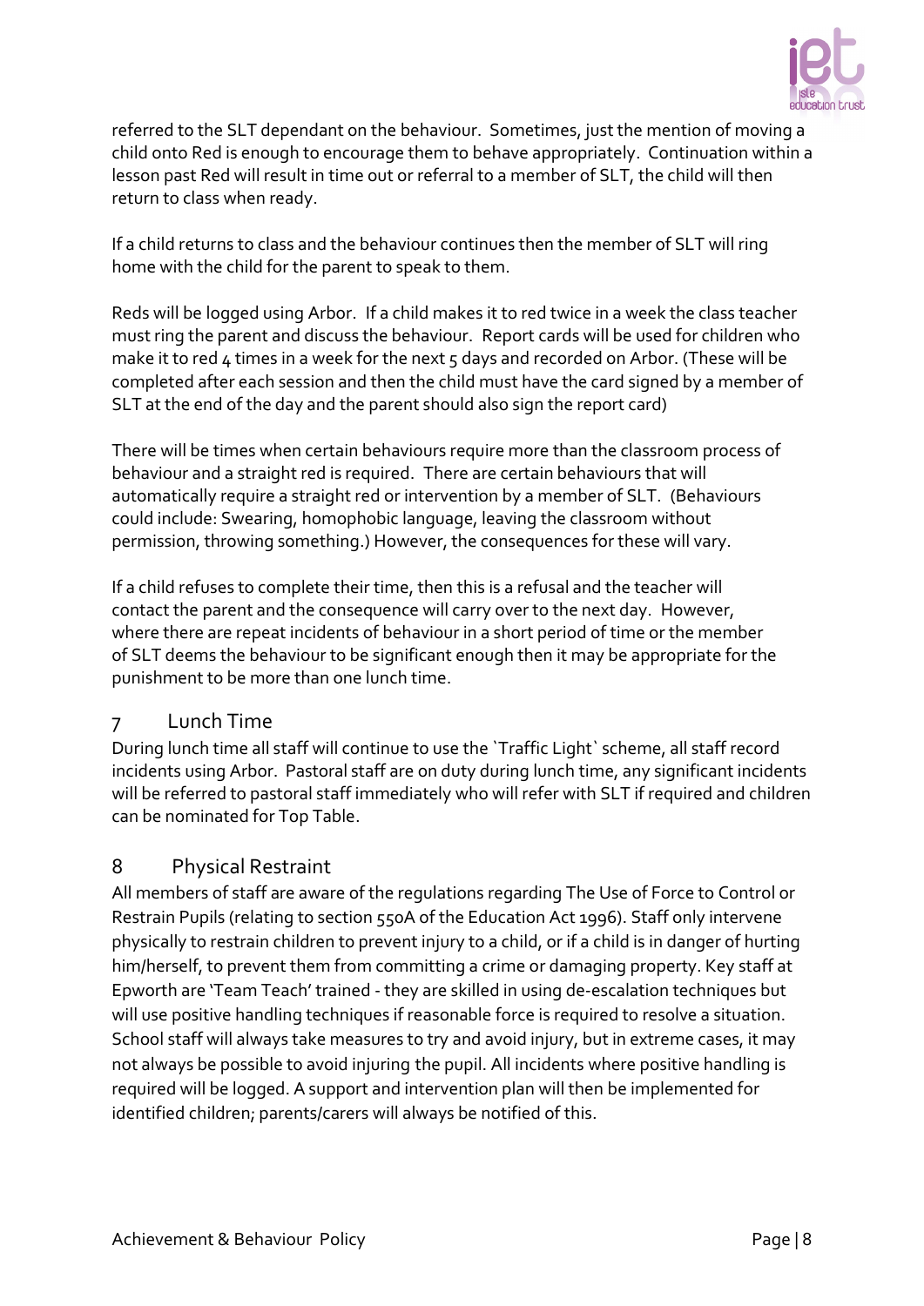referred to the SLT dependant on the behaviour. Sometimes, just the mention of moving a child onto Red is enough to encourage them to behave appropriately. Continuation within a lesson past Red will result in time out or referral to a member of SLT, the child will then return to class when ready.

If a child returns to class and the behaviour continues then the member of SLT will ring home with the child for the parent to speak to them.

Reds will be logged using Arbor. If a child makes it to red twice in a week the class teacher must ring the parent and discuss the behaviour. Report cards will be used for children who make it to red 4 times in a week for the next 5 days and recorded on Arbor. (These will be completed after each session and then the child must have the card signed by a member of SLT at the end of the day and the parent should also sign the report card)

There will be times when certain behaviours require more than the classroom process of behaviour and a straight red is required. There are certain behaviours that will automatically require a straight red or intervention by a member of SLT. (Behaviours could include: Swearing, homophobic language, leaving the classroom without permission, throwing something.) However, the consequences for these will vary.

If a child refuses to complete their time, then this is a refusal and the teacher will contact the parent and the consequence will carry over to the next day. However, where there are repeat incidents of behaviour in a short period of time or the member of SLT deems the behaviour to be significant enough then it may be appropriate for the punishment to be more than one lunch time.

## 7 Lunch Time

During lunch time all staff will continue to use the `Traffic Light` scheme, all staff record incidents using Arbor. Pastoral staff are on duty during lunch time, any significant incidents will be referred to pastoral staff immediately who will refer with SLT if required and children can be nominated for Top Table.

## 8 Physical Restraint

All members of staff are aware of the regulations regarding The Use of Force to Control or Restrain Pupils (relating to section 550A of the Education Act 1996). Staff only intervene physically to restrain children to prevent injury to a child, or if a child is in danger of hurting him/herself, to prevent them from committing a crime or damaging property. Key staff at Epworth are 'Team Teach' trained - they are skilled in using de-escalation techniques but will use positive handling techniques if reasonable force is required to resolve a situation. School staff will always take measures to try and avoid injury, but in extreme cases, it may not always be possible to avoid injuring the pupil. All incidents where positive handling is required will be logged. A support and intervention plan will then be implemented for identified children; parents/carers will always be notified of this.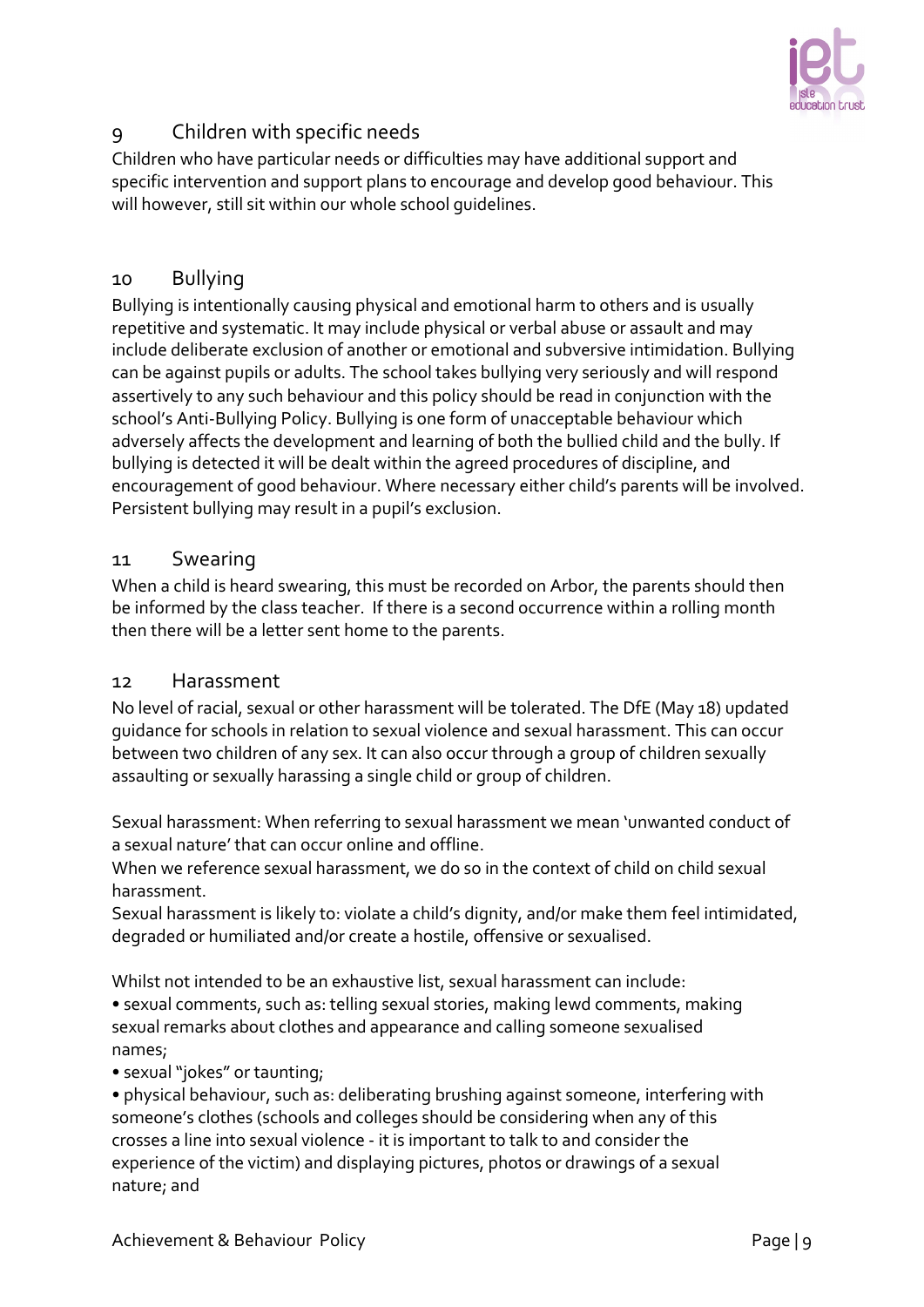## 9 Children with specific needs

Children who have particular needs or difficulties may have additional support and specific intervention and support plans to encourage and develop good behaviour. This will however, still sit within our whole school guidelines.

## 10 Bullying

Bullying is intentionally causing physical and emotional harm to others and is usually repetitive and systematic. It may include physical or verbal abuse or assault and may include deliberate exclusion of another or emotional and subversive intimidation. Bullying can be against pupils or adults. The school takes bullying very seriously and will respond assertively to any such behaviour and this policy should be read in conjunction with the school's Anti-Bullying Policy. Bullying is one form of unacceptable behaviour which adversely affects the development and learning of both the bullied child and the bully. If bullying is detected it will be dealt within the agreed procedures of discipline, and encouragement of good behaviour. Where necessary either child's parents will be involved. Persistent bullying may result in a pupil's exclusion.

## 11 Swearing

When a child is heard swearing, this must be recorded on Arbor, the parents should then be informed by the class teacher. If there is a second occurrence within a rolling month then there will be a letter sent home to the parents.

## 12 Harassment

No level of racial, sexual or other harassment will be tolerated. The DfE (May 18) updated guidance for schools in relation to sexual violence and sexual harassment. This can occur between two children of any sex. It can also occur through a group of children sexually assaulting or sexually harassing a single child or group of children.

Sexual harassment: When referring to sexual harassment we mean 'unwanted conduct of a sexual nature' that can occur online and offline.
When we reference sexual harassment, we do so in the context of child on child sexual harassment.
Sexual harassment is likely to: violate a child's dignity, and/or make them feel intimidated, degraded or humiliated and/or create a hostile, offensive or sexualised.

Whilst not intended to be an exhaustive list, sexual harassment can include:

- sexual comments, such as: telling sexual stories, making lewd comments, making sexual remarks about clothes and appearance and calling someone sexualised names;
- sexual "jokes" or taunting;
- physical behaviour, such as: deliberating brushing against someone, interfering with someone's clothes (schools and colleges should be considering when any of this crosses a line into sexual violence - it is important to talk to and consider the experience of the victim) and displaying pictures, photos or drawings of a sexual nature; and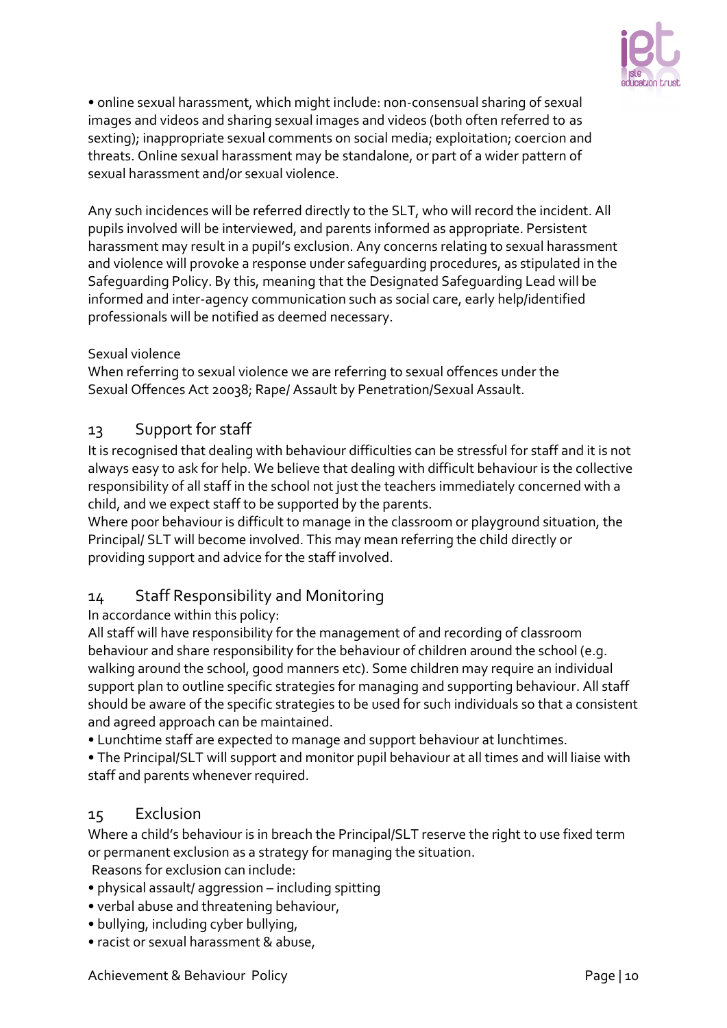- online sexual harassment, which might include: non-consensual sharing of sexual images and videos and sharing sexual images and videos (both often referred to as sexting); inappropriate sexual comments on social media; exploitation; coercion and threats. Online sexual harassment may be standalone, or part of a wider pattern of sexual harassment and/or sexual violence.

Any such incidences will be referred directly to the SLT, who will record the incident. All pupils involved will be interviewed, and parents informed as appropriate. Persistent harassment may result in a pupil's exclusion. Any concerns relating to sexual harassment and violence will provoke a response under safeguarding procedures, as stipulated in the Safeguarding Policy. By this, meaning that the Designated Safeguarding Lead will be informed and inter-agency communication such as social care, early help/identified professionals will be notified as deemed necessary.

Sexual violence

When referring to sexual violence we are referring to sexual offences under the Sexual Offences Act 20038; Rape/ Assault by Penetration/Sexual Assault.

## 13 Support for staff

It is recognised that dealing with behaviour difficulties can be stressful for staff and it is not always easy to ask for help. We believe that dealing with difficult behaviour is the collective responsibility of all staff in the school not just the teachers immediately concerned with a child, and we expect staff to be supported by the parents.

Where poor behaviour is difficult to manage in the classroom or playground situation, the Principal/ SLT will become involved. This may mean referring the child directly or providing support and advice for the staff involved.

## 14 Staff Responsibility and Monitoring

In accordance within this policy:

All staff will have responsibility for the management of and recording of classroom behaviour and share responsibility for the behaviour of children around the school (e.g. walking around the school, good manners etc). Some children may require an individual support plan to outline specific strategies for managing and supporting behaviour. All staff should be aware of the specific strategies to be used for such individuals so that a consistent and agreed approach can be maintained.

- Lunchtime staff are expected to manage and support behaviour at lunchtimes.
- The Principal/SLT will support and monitor pupil behaviour at all times and will liaise with staff and parents whenever required.

## 15 Exclusion

Where a child's behaviour is in breach the Principal/SLT reserve the right to use fixed term or permanent exclusion as a strategy for managing the situation.

Reasons for exclusion can include:

- physical assault/ aggression – including spitting
- verbal abuse and threatening behaviour,
- bullying, including cyber bullying,
- racist or sexual harassment & abuse,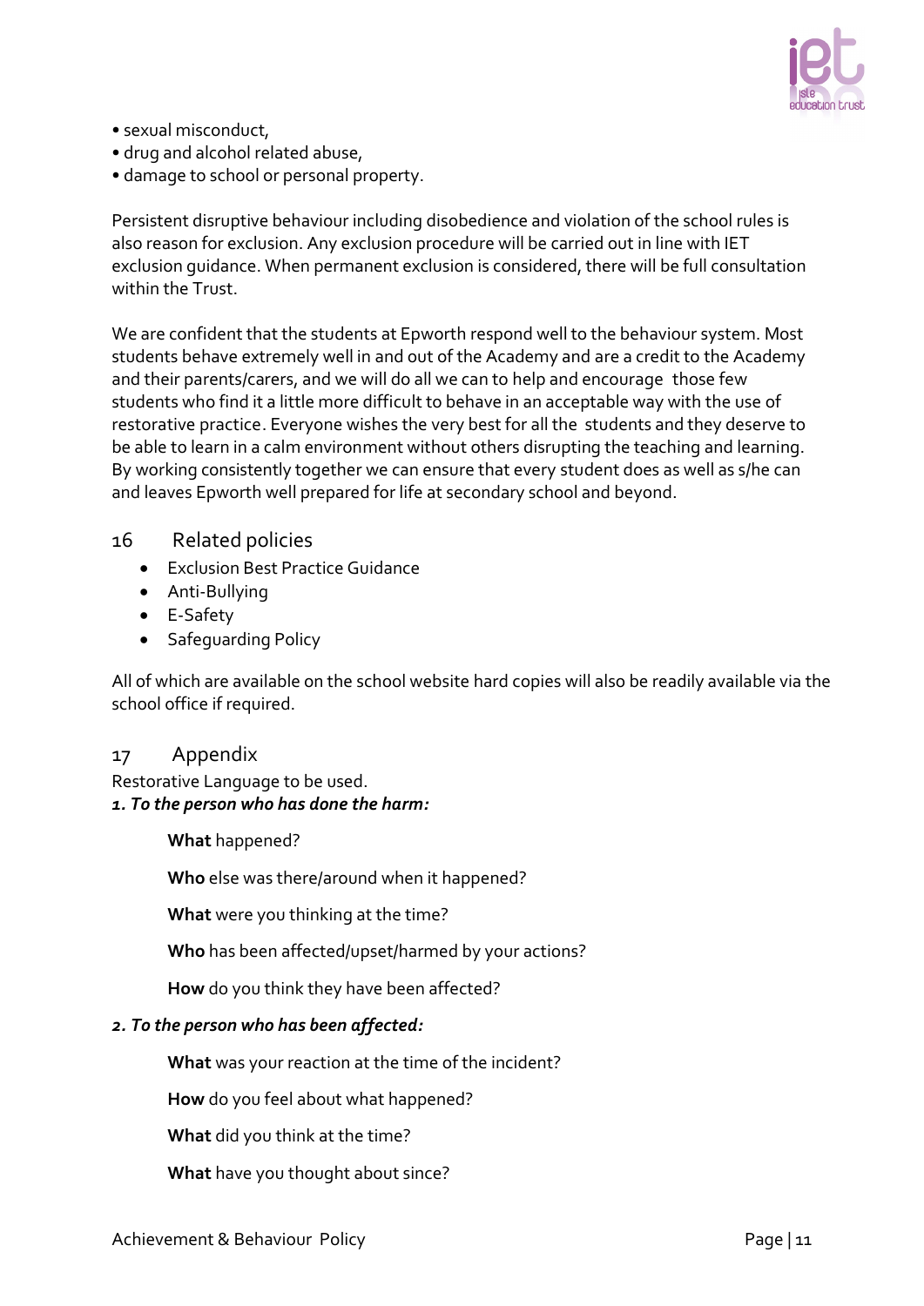- sexual misconduct,
- drug and alcohol related abuse,
- damage to school or personal property.

Persistent disruptive behaviour including disobedience and violation of the school rules is also reason for exclusion. Any exclusion procedure will be carried out in line with IET exclusion guidance. When permanent exclusion is considered, there will be full consultation within the Trust.

We are confident that the students at Epworth respond well to the behaviour system. Most students behave extremely well in and out of the Academy and are a credit to the Academy and their parents/carers, and we will do all we can to help and encourage those few students who find it a little more difficult to behave in an acceptable way with the use of restorative practice. Everyone wishes the very best for all the students and they deserve to be able to learn in a calm environment without others disrupting the teaching and learning. By working consistently together we can ensure that every student does as well as s/he can and leaves Epworth well prepared for life at secondary school and beyond.

## 16 Related policies

- Exclusion Best Practice Guidance
- Anti-Bullying
- E-Safety
- Safeguarding Policy

All of which are available on the school website hard copies will also be readily available via the school office if required.

## 17 Appendix

Restorative Language to be used.

***1. To the person who has done the harm:***

**What** happened?

**Who** else was there/around when it happened?

**What** were you thinking at the time?

**Who** has been affected/upset/harmed by your actions?

**How** do you think they have been affected?

***2. To the person who has been affected:***

**What** was your reaction at the time of the incident?

**How** do you feel about what happened?

**What** did you think at the time?

**What** have you thought about since?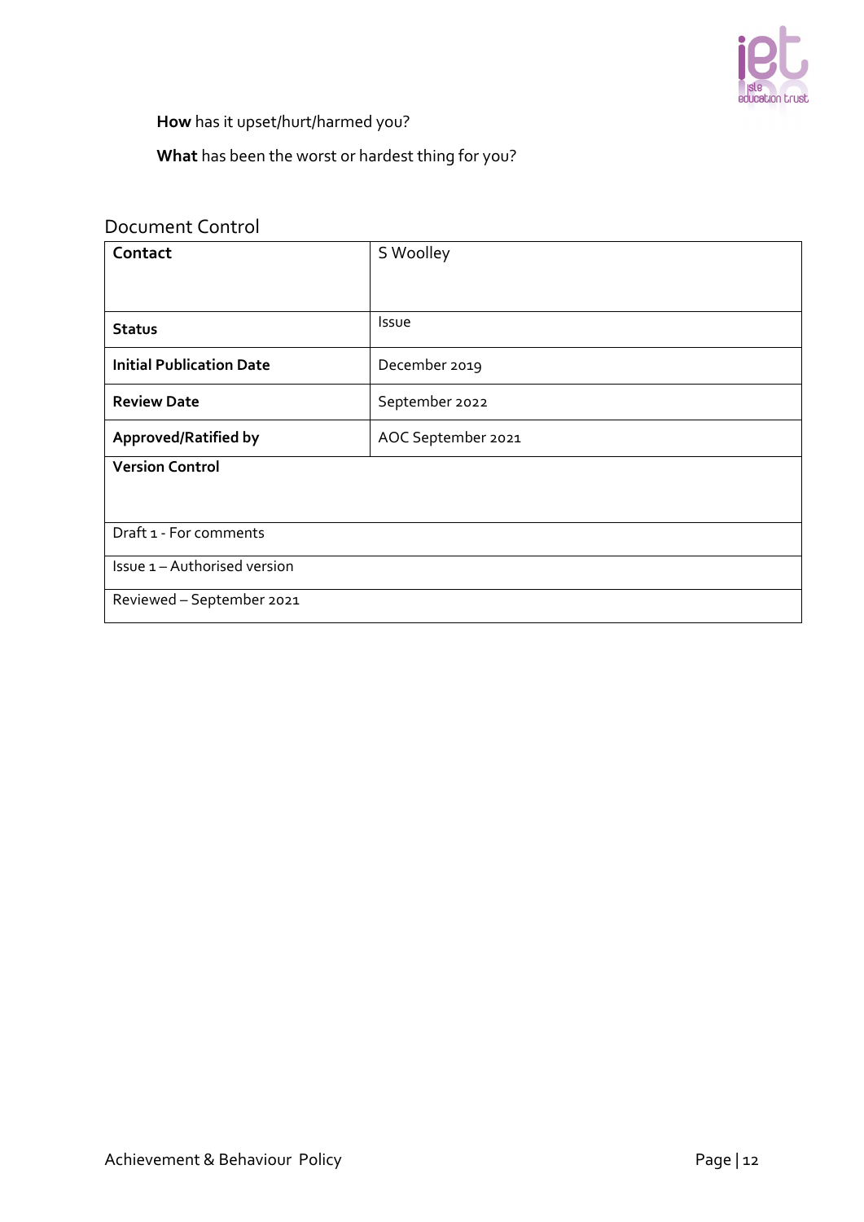**How** has it upset/hurt/harmed you?

**What** has been the worst or hardest thing for you?

## Document Control

| | |
|---|---|
| **Contact** | S Woolley |
| **Status** | Issue |
| **Initial Publication Date** | December 2019 |
| **Review Date** | September 2022 |
| **Approved/Ratified by** | AOC September 2021 |
| **Version Control** | |
| Draft 1 - For comments | |
| Issue 1 – Authorised version | |
| Reviewed – September 2021 | |